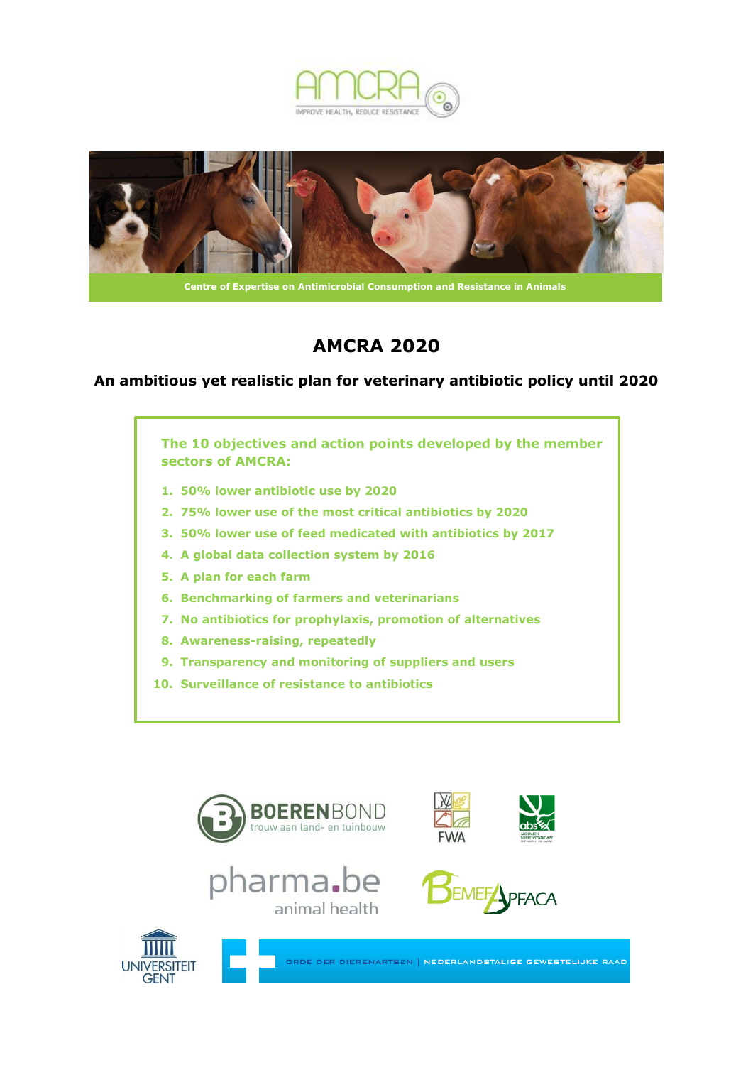AMCRA

IMPROVE HEALTH, REDUCE RESISTANCE

Centre of Expertise on Antimicrobial Consumption and Resistance in Animals

# AMCRA 2020

## An ambitious yet realistic plan for veterinary antibiotic policy until 2020

**The 10 objectives and action points developed by the member sectors of AMCRA:**

1. **50% lower antibiotic use by 2020**
2. **75% lower use of the most critical antibiotics by 2020**
3. **50% lower use of feed medicated with antibiotics by 2017**
4. **A global data collection system by 2016**
5. **A plan for each farm**
6. **Benchmarking of farmers and veterinarians**
7. **No antibiotics for prophylaxis, promotion of alternatives**
8. **Awareness-raising, repeatedly**
9. **Transparency and monitoring of suppliers and users**
10. **Surveillance of resistance to antibiotics**

BOERENBOND trouw aan land- en tuinbouw

FWA

abs ALGEMEEN BOERENSYNDICAAT

pharma.be animal health

BEMEFA APFACA

UNIVERSITEIT GENT

ORDE DER DIERENARTSEN | NEDERLANDSTALIGE GEWESTELIJKE RAAD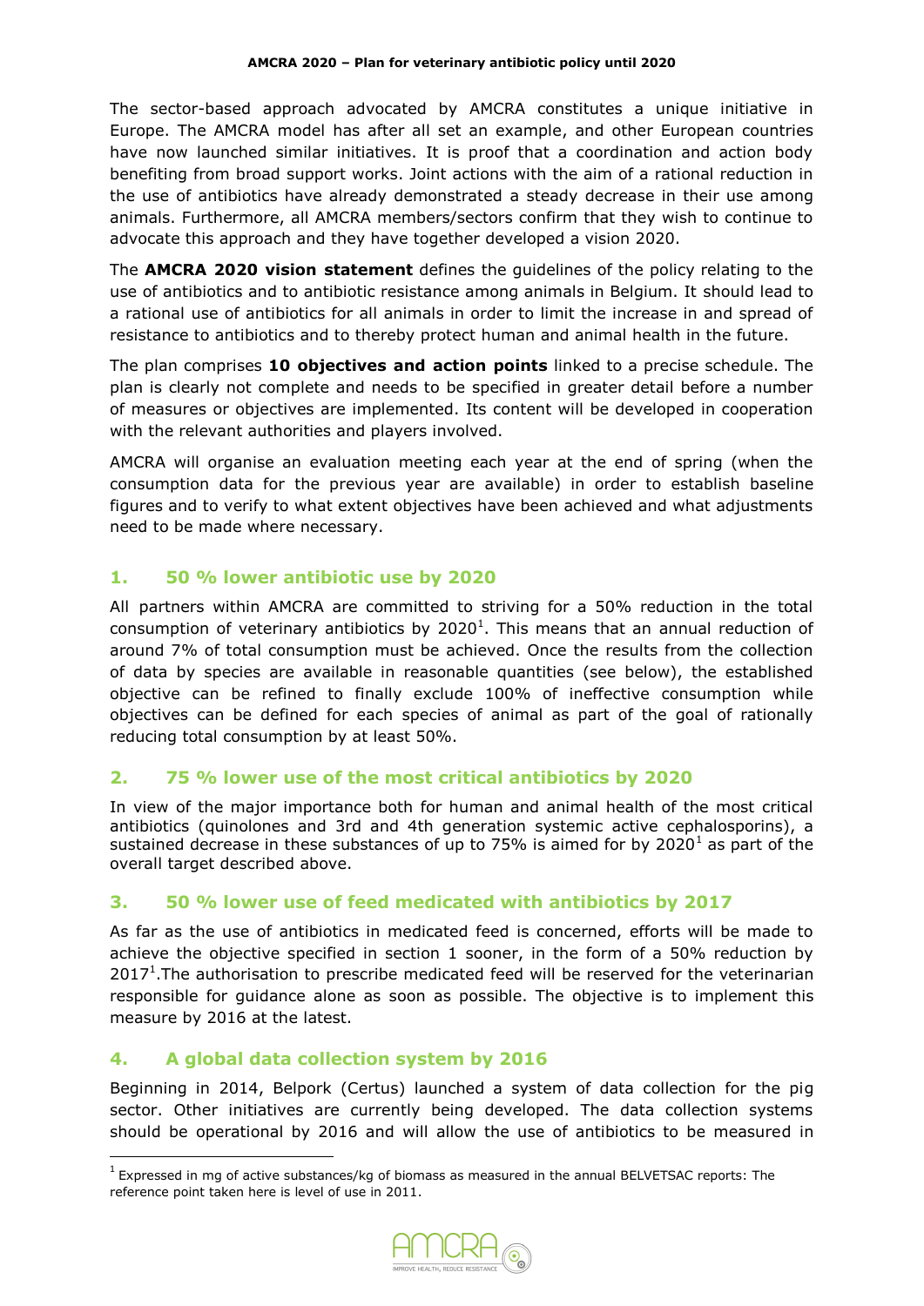The sector-based approach advocated by AMCRA constitutes a unique initiative in Europe. The AMCRA model has after all set an example, and other European countries have now launched similar initiatives. It is proof that a coordination and action body benefiting from broad support works. Joint actions with the aim of a rational reduction in the use of antibiotics have already demonstrated a steady decrease in their use among animals. Furthermore, all AMCRA members/sectors confirm that they wish to continue to advocate this approach and they have together developed a vision 2020.

The **AMCRA 2020 vision statement** defines the guidelines of the policy relating to the use of antibiotics and to antibiotic resistance among animals in Belgium. It should lead to a rational use of antibiotics for all animals in order to limit the increase in and spread of resistance to antibiotics and to thereby protect human and animal health in the future.

The plan comprises **10 objectives and action points** linked to a precise schedule. The plan is clearly not complete and needs to be specified in greater detail before a number of measures or objectives are implemented. Its content will be developed in cooperation with the relevant authorities and players involved.

AMCRA will organise an evaluation meeting each year at the end of spring (when the consumption data for the previous year are available) in order to establish baseline figures and to verify to what extent objectives have been achieved and what adjustments need to be made where necessary.

## 1. 50 % lower antibiotic use by 2020

All partners within AMCRA are committed to striving for a 50% reduction in the total consumption of veterinary antibiotics by 2020[1]. This means that an annual reduction of around 7% of total consumption must be achieved. Once the results from the collection of data by species are available in reasonable quantities (see below), the established objective can be refined to finally exclude 100% of ineffective consumption while objectives can be defined for each species of animal as part of the goal of rationally reducing total consumption by at least 50%.

## 2. 75 % lower use of the most critical antibiotics by 2020

In view of the major importance both for human and animal health of the most critical antibiotics (quinolones and 3rd and 4th generation systemic active cephalosporins), a sustained decrease in these substances of up to 75% is aimed for by 2020[1] as part of the overall target described above.

## 3. 50 % lower use of feed medicated with antibiotics by 2017

As far as the use of antibiotics in medicated feed is concerned, efforts will be made to achieve the objective specified in section 1 sooner, in the form of a 50% reduction by 2017[1].The authorisation to prescribe medicated feed will be reserved for the veterinarian responsible for guidance alone as soon as possible. The objective is to implement this measure by 2016 at the latest.

## 4. A global data collection system by 2016

Beginning in 2014, Belpork (Certus) launched a system of data collection for the pig sector. Other initiatives are currently being developed. The data collection systems should be operational by 2016 and will allow the use of antibiotics to be measured in

[1] Expressed in mg of active substances/kg of biomass as measured in the annual BELVETSAC reports: The reference point taken here is level of use in 2011.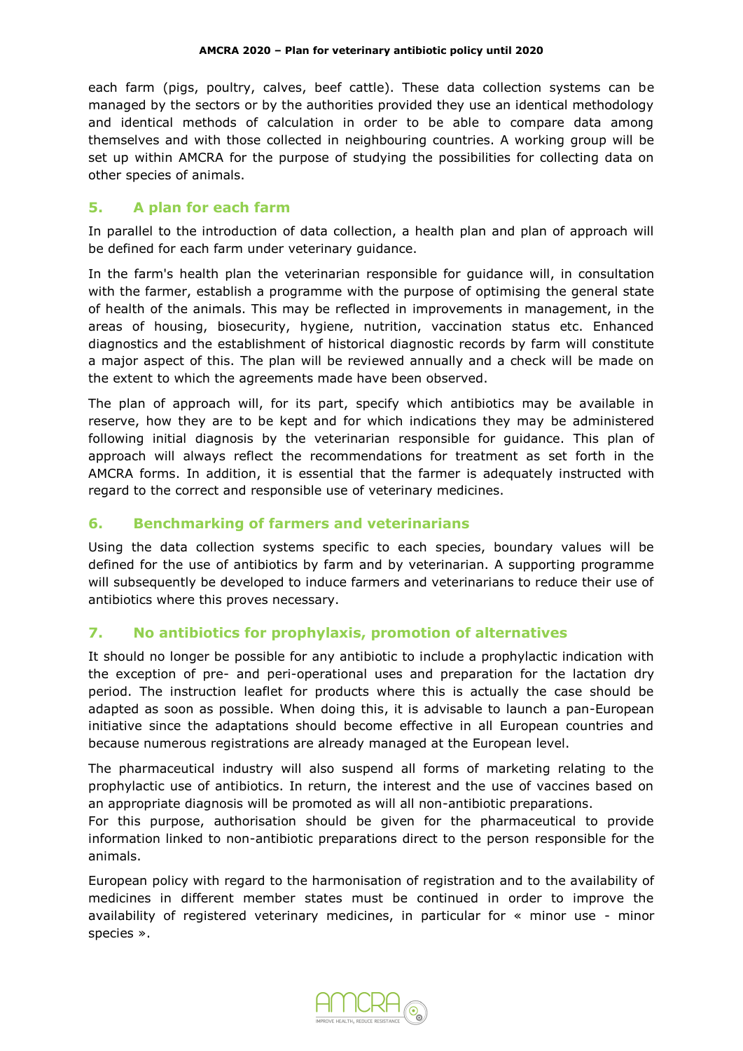each farm (pigs, poultry, calves, beef cattle). These data collection systems can be managed by the sectors or by the authorities provided they use an identical methodology and identical methods of calculation in order to be able to compare data among themselves and with those collected in neighbouring countries. A working group will be set up within AMCRA for the purpose of studying the possibilities for collecting data on other species of animals.

## 5. A plan for each farm

In parallel to the introduction of data collection, a health plan and plan of approach will be defined for each farm under veterinary guidance.

In the farm's health plan the veterinarian responsible for guidance will, in consultation with the farmer, establish a programme with the purpose of optimising the general state of health of the animals. This may be reflected in improvements in management, in the areas of housing, biosecurity, hygiene, nutrition, vaccination status etc. Enhanced diagnostics and the establishment of historical diagnostic records by farm will constitute a major aspect of this. The plan will be reviewed annually and a check will be made on the extent to which the agreements made have been observed.

The plan of approach will, for its part, specify which antibiotics may be available in reserve, how they are to be kept and for which indications they may be administered following initial diagnosis by the veterinarian responsible for guidance. This plan of approach will always reflect the recommendations for treatment as set forth in the AMCRA forms. In addition, it is essential that the farmer is adequately instructed with regard to the correct and responsible use of veterinary medicines.

## 6. Benchmarking of farmers and veterinarians

Using the data collection systems specific to each species, boundary values will be defined for the use of antibiotics by farm and by veterinarian. A supporting programme will subsequently be developed to induce farmers and veterinarians to reduce their use of antibiotics where this proves necessary.

## 7. No antibiotics for prophylaxis, promotion of alternatives

It should no longer be possible for any antibiotic to include a prophylactic indication with the exception of pre- and peri-operational uses and preparation for the lactation dry period. The instruction leaflet for products where this is actually the case should be adapted as soon as possible. When doing this, it is advisable to launch a pan-European initiative since the adaptations should become effective in all European countries and because numerous registrations are already managed at the European level.

The pharmaceutical industry will also suspend all forms of marketing relating to the prophylactic use of antibiotics. In return, the interest and the use of vaccines based on an appropriate diagnosis will be promoted as will all non-antibiotic preparations.
For this purpose, authorisation should be given for the pharmaceutical to provide information linked to non-antibiotic preparations direct to the person responsible for the animals.

European policy with regard to the harmonisation of registration and to the availability of medicines in different member states must be continued in order to improve the availability of registered veterinary medicines, in particular for « minor use - minor species ».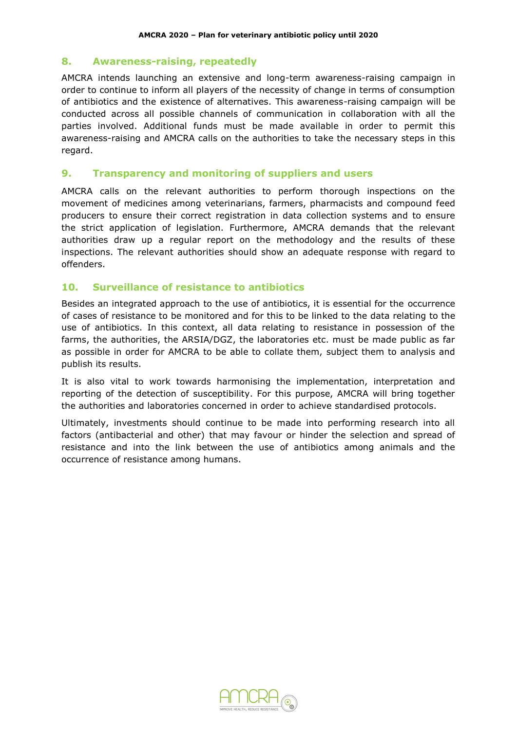## 8. Awareness-raising, repeatedly

AMCRA intends launching an extensive and long-term awareness-raising campaign in order to continue to inform all players of the necessity of change in terms of consumption of antibiotics and the existence of alternatives. This awareness-raising campaign will be conducted across all possible channels of communication in collaboration with all the parties involved. Additional funds must be made available in order to permit this awareness-raising and AMCRA calls on the authorities to take the necessary steps in this regard.

## 9. Transparency and monitoring of suppliers and users

AMCRA calls on the relevant authorities to perform thorough inspections on the movement of medicines among veterinarians, farmers, pharmacists and compound feed producers to ensure their correct registration in data collection systems and to ensure the strict application of legislation. Furthermore, AMCRA demands that the relevant authorities draw up a regular report on the methodology and the results of these inspections. The relevant authorities should show an adequate response with regard to offenders.

## 10. Surveillance of resistance to antibiotics

Besides an integrated approach to the use of antibiotics, it is essential for the occurrence of cases of resistance to be monitored and for this to be linked to the data relating to the use of antibiotics. In this context, all data relating to resistance in possession of the farms, the authorities, the ARSIA/DGZ, the laboratories etc. must be made public as far as possible in order for AMCRA to be able to collate them, subject them to analysis and publish its results.

It is also vital to work towards harmonising the implementation, interpretation and reporting of the detection of susceptibility. For this purpose, AMCRA will bring together the authorities and laboratories concerned in order to achieve standardised protocols.

Ultimately, investments should continue to be made into performing research into all factors (antibacterial and other) that may favour or hinder the selection and spread of resistance and into the link between the use of antibiotics among animals and the occurrence of resistance among humans.